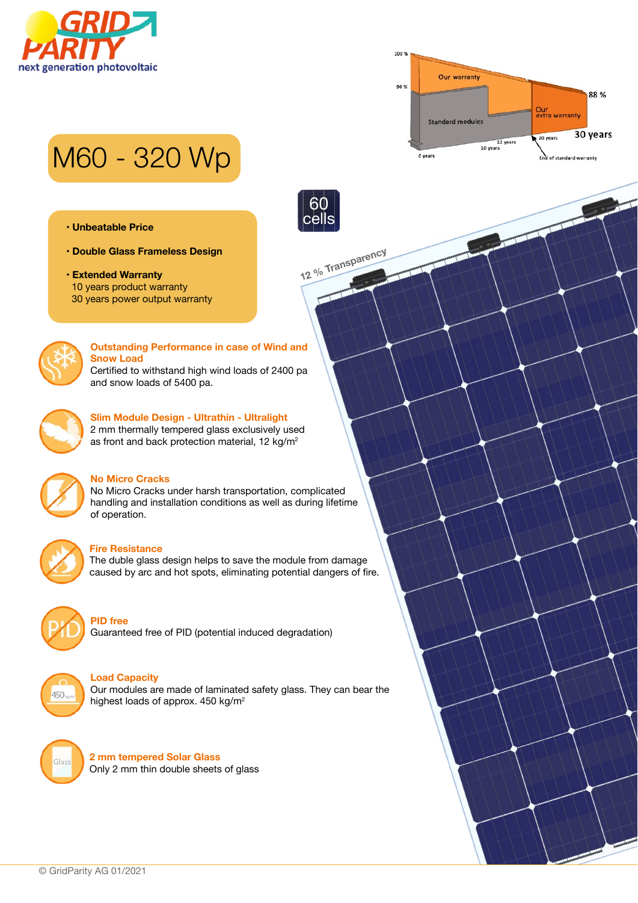GRID PARITY

next generation photovoltaic

Our warranty

Standard modules

Our extra warranty

100 %

90 %

88 %

30 years

0 years

10 years

12 years

20 years

End of standard warranty

# M60 - 320 Wp

60 cells

12 % Transparency

- **Unbeatable Price**
- **Double Glass Frameless Design**
- **Extended Warranty**
  10 years product warranty
  30 years power output warranty

### Outstanding Performance in case of Wind and Snow Load

Certified to withstand high wind loads of 2400 pa and snow loads of 5400 pa.

### Slim Module Design - Ultrathin - Ultralight

2 mm thermally tempered glass exclusively used as front and back protection material, 12 kg/m²

### No Micro Cracks

No Micro Cracks under harsh transportation, complicated handling and installation conditions as well as during lifetime of operation.

### Fire Resistance

The duble glass design helps to save the module from damage caused by arc and hot spots, eliminating potential dangers of fire.

### PID free

Guaranteed free of PID (potential induced degradation)

### Load Capacity

Our modules are made of laminated safety glass. They can bear the highest loads of approx. 450 kg/m²

### 2 mm tempered Solar Glass

Only 2 mm thin double sheets of glass

© GridParity AG 01/2021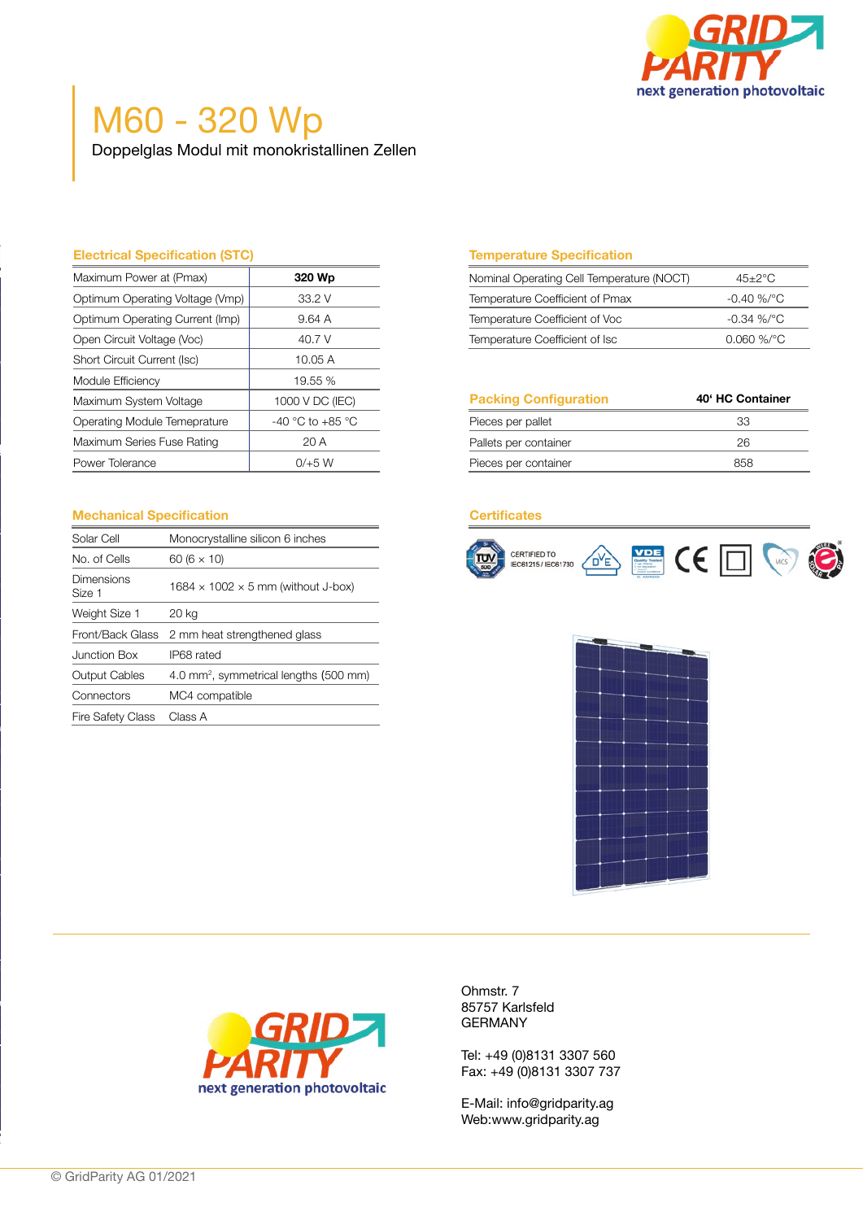# M60 - 320 Wp

Doppelglas Modul mit monokristallinen Zellen

## Electrical Specification (STC)

| | |
|---|---|
| Maximum Power at (Pmax) | **320 Wp** |
| Optimum Operating Voltage (Vmp) | 33.2 V |
| Optimum Operating Current (Imp) | 9.64 A |
| Open Circuit Voltage (Voc) | 40.7 V |
| Short Circuit Current (Isc) | 10.05 A |
| Module Efficiency | 19.55 % |
| Maximum System Voltage | 1000 V DC (IEC) |
| Operating Module Temeprature | -40 °C to +85 °C |
| Maximum Series Fuse Rating | 20 A |
| Power Tolerance | 0/+5 W |

## Mechanical Specification

| | |
|---|---|
| Solar Cell | Monocrystalline silicon 6 inches |
| No. of Cells | 60 (6 × 10) |
| Dimensions Size 1 | 1684 × 1002 × 5 mm (without J-box) |
| Weight Size 1 | 20 kg |
| Front/Back Glass | 2 mm heat strengthened glass |
| Junction Box | IP68 rated |
| Output Cables | 4.0 mm², symmetrical lengths (500 mm) |
| Connectors | MC4 compatible |
| Fire Safety Class | Class A |

## Temperature Specification

| | |
|---|---|
| Nominal Operating Cell Temperature (NOCT) | 45±2°C |
| Temperature Coefficient of Pmax | -0.40 %/°C |
| Temperature Coefficient of Voc | -0.34 %/°C |
| Temperature Coefficient of Isc | 0.060 %/°C |

## Packing Configuration

| | 40' HC Container |
|---|---|
| Pieces per pallet | 33 |
| Pallets per container | 26 |
| Pieces per container | 858 |

## Certificates

CERTIFIED TO IEC61215 / IEC61730

Ohmstr. 7
85757 Karlsfeld
GERMANY

Tel: +49 (0)8131 3307 560
Fax: +49 (0)8131 3307 737

E-Mail: info@gridparity.ag
Web:www.gridparity.ag

© GridParity AG 01/2021